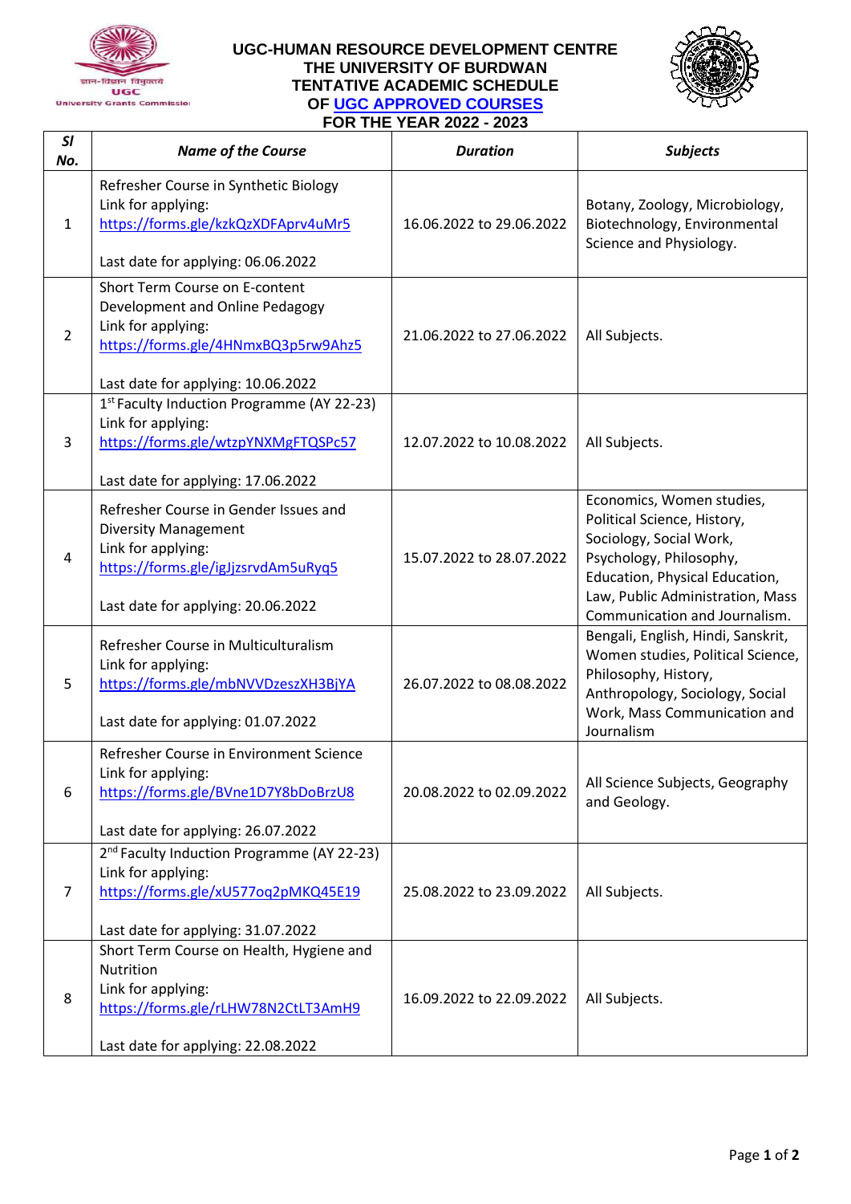# UGC-HUMAN RESOURCE DEVELOPMENT CENTRE
# THE UNIVERSITY OF BURDWAN
# TENTATIVE ACADEMIC SCHEDULE
# OF UGC APPROVED COURSES
# FOR THE YEAR 2022 - 2023

| *Sl No.* | *Name of the Course* | *Duration* | *Subjects* |
|---|---|---|---|
| 1 | Refresher Course in Synthetic Biology<br>Link for applying:<br>https://forms.gle/kzkQzXDFAprv4uMr5<br><br>Last date for applying: 06.06.2022 | 16.06.2022 to 29.06.2022 | Botany, Zoology, Microbiology, Biotechnology, Environmental Science and Physiology. |
| 2 | Short Term Course on E-content Development and Online Pedagogy<br>Link for applying:<br>https://forms.gle/4HNmxBQ3p5rw9Ahz5<br><br>Last date for applying: 10.06.2022 | 21.06.2022 to 27.06.2022 | All Subjects. |
| 3 | 1st Faculty Induction Programme (AY 22-23)<br>Link for applying:<br>https://forms.gle/wtzpYNXMgFTQSPc57<br><br>Last date for applying: 17.06.2022 | 12.07.2022 to 10.08.2022 | All Subjects. |
| 4 | Refresher Course in Gender Issues and Diversity Management<br>Link for applying:<br>https://forms.gle/igJjzsrvdAm5uRyq5<br><br>Last date for applying: 20.06.2022 | 15.07.2022 to 28.07.2022 | Economics, Women studies, Political Science, History, Sociology, Social Work, Psychology, Philosophy, Education, Physical Education, Law, Public Administration, Mass Communication and Journalism. |
| 5 | Refresher Course in Multiculturalism<br>Link for applying:<br>https://forms.gle/mbNVVDzeszXH3BjYA<br><br>Last date for applying: 01.07.2022 | 26.07.2022 to 08.08.2022 | Bengali, English, Hindi, Sanskrit, Women studies, Political Science, Philosophy, History, Anthropology, Sociology, Social Work, Mass Communication and Journalism |
| 6 | Refresher Course in Environment Science<br>Link for applying:<br>https://forms.gle/BVne1D7Y8bDoBrzU8<br><br>Last date for applying: 26.07.2022 | 20.08.2022 to 02.09.2022 | All Science Subjects, Geography and Geology. |
| 7 | 2nd Faculty Induction Programme (AY 22-23)<br>Link for applying:<br>https://forms.gle/xU577oq2pMKQ45E19<br><br>Last date for applying: 31.07.2022 | 25.08.2022 to 23.09.2022 | All Subjects. |
| 8 | Short Term Course on Health, Hygiene and Nutrition<br>Link for applying:<br>https://forms.gle/rLHW78N2CtLT3AmH9<br><br>Last date for applying: 22.08.2022 | 16.09.2022 to 22.09.2022 | All Subjects. |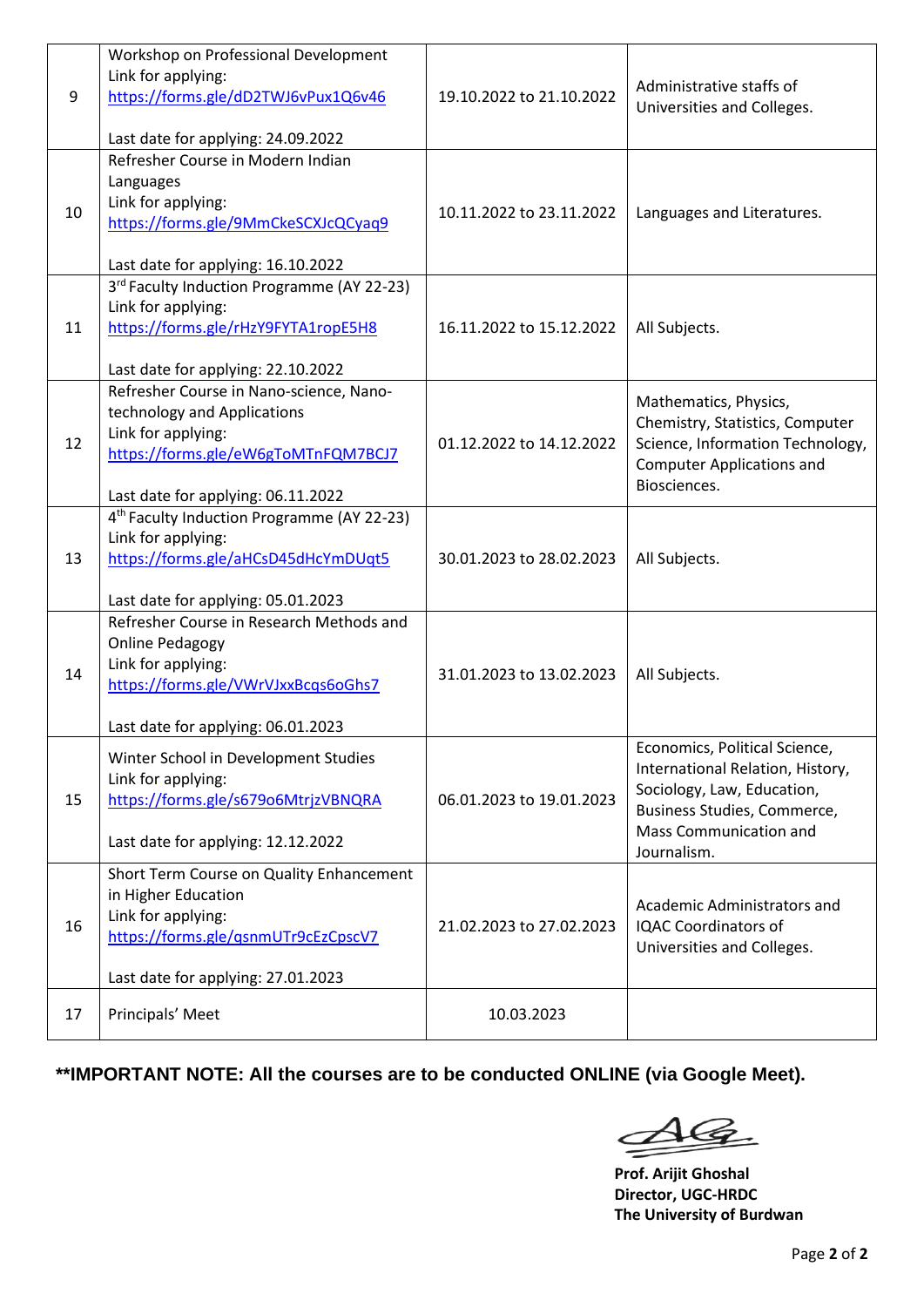| | | | |
|---|---|---|---|
| 9 | Workshop on Professional Development<br>Link for applying:<br>https://forms.gle/dD2TWJ6vPux1Q6v46<br><br>Last date for applying: 24.09.2022 | 19.10.2022 to 21.10.2022 | Administrative staffs of Universities and Colleges. |
| 10 | Refresher Course in Modern Indian Languages<br>Link for applying:<br>https://forms.gle/9MmCkeSCXJcQCyaq9<br><br>Last date for applying: 16.10.2022 | 10.11.2022 to 23.11.2022 | Languages and Literatures. |
| 11 | 3rd Faculty Induction Programme (AY 22-23)<br>Link for applying:<br>https://forms.gle/rHzY9FYTA1ropE5H8<br><br>Last date for applying: 22.10.2022 | 16.11.2022 to 15.12.2022 | All Subjects. |
| 12 | Refresher Course in Nano-science, Nano-technology and Applications<br>Link for applying:<br>https://forms.gle/eW6gToMTnFQM7BCJ7<br><br>Last date for applying: 06.11.2022 | 01.12.2022 to 14.12.2022 | Mathematics, Physics, Chemistry, Statistics, Computer Science, Information Technology, Computer Applications and Biosciences. |
| 13 | 4th Faculty Induction Programme (AY 22-23)<br>Link for applying:<br>https://forms.gle/aHCsD45dHcYmDUqt5<br><br>Last date for applying: 05.01.2023 | 30.01.2023 to 28.02.2023 | All Subjects. |
| 14 | Refresher Course in Research Methods and Online Pedagogy<br>Link for applying:<br>https://forms.gle/VWrVJxxBcqs6oGhs7<br><br>Last date for applying: 06.01.2023 | 31.01.2023 to 13.02.2023 | All Subjects. |
| 15 | Winter School in Development Studies<br>Link for applying:<br>https://forms.gle/s679o6MtrjzVBNQRA<br><br>Last date for applying: 12.12.2022 | 06.01.2023 to 19.01.2023 | Economics, Political Science, International Relation, History, Sociology, Law, Education, Business Studies, Commerce, Mass Communication and Journalism. |
| 16 | Short Term Course on Quality Enhancement in Higher Education<br>Link for applying:<br>https://forms.gle/qsnmUTr9cEzCpscV7<br><br>Last date for applying: 27.01.2023 | 21.02.2023 to 27.02.2023 | Academic Administrators and IQAC Coordinators of Universities and Colleges. |
| 17 | Principals' Meet | 10.03.2023 | |

**\*\*IMPORTANT NOTE: All the courses are to be conducted ONLINE (via Google Meet).**

**Prof. Arijit Ghoshal**
**Director, UGC-HRDC**
**The University of Burdwan**